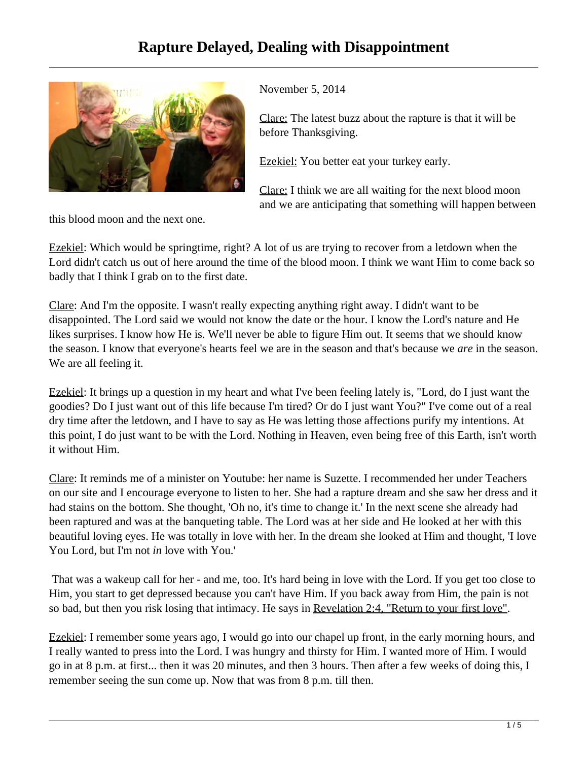# Rapture Delayed, Dealing with Disappointment

November 5, 2014

Clare: The latest buzz about the rapture is that it will be before Thanksgiving.

Ezekiel: You better eat your turkey early.

Clare: I think we are all waiting for the next blood moon and we are anticipating that something will happen between this blood moon and the next one.

Ezekiel: Which would be springtime, right? A lot of us are trying to recover from a letdown when the Lord didn't catch us out of here around the time of the blood moon. I think we want Him to come back so badly that I think I grab on to the first date.

Clare: And I'm the opposite. I wasn't really expecting anything right away. I didn't want to be disappointed. The Lord said we would not know the date or the hour. I know the Lord's nature and He likes surprises. I know how He is. We'll never be able to figure Him out. It seems that we should know the season. I know that everyone's hearts feel we are in the season and that's because we *are* in the season. We are all feeling it.

Ezekiel: It brings up a question in my heart and what I've been feeling lately is, "Lord, do I just want the goodies? Do I just want out of this life because I'm tired? Or do I just want You?" I've come out of a real dry time after the letdown, and I have to say as He was letting those affections purify my intentions. At this point, I do just want to be with the Lord. Nothing in Heaven, even being free of this Earth, isn't worth it without Him.

Clare: It reminds me of a minister on Youtube: her name is Suzette. I recommended her under Teachers on our site and I encourage everyone to listen to her. She had a rapture dream and she saw her dress and it had stains on the bottom. She thought, 'Oh no, it's time to change it.' In the next scene she already had been raptured and was at the banqueting table. The Lord was at her side and He looked at her with this beautiful loving eyes. He was totally in love with her. In the dream she looked at Him and thought, 'I love You Lord, but I'm not *in* love with You.'

That was a wakeup call for her - and me, too. It's hard being in love with the Lord. If you get too close to Him, you start to get depressed because you can't have Him. If you back away from Him, the pain is not so bad, but then you risk losing that intimacy. He says in Revelation 2:4, "Return to your first love".

Ezekiel: I remember some years ago, I would go into our chapel up front, in the early morning hours, and I really wanted to press into the Lord. I was hungry and thirsty for Him. I wanted more of Him. I would go in at 8 p.m. at first... then it was 20 minutes, and then 3 hours. Then after a few weeks of doing this, I remember seeing the sun come up. Now that was from 8 p.m. till then.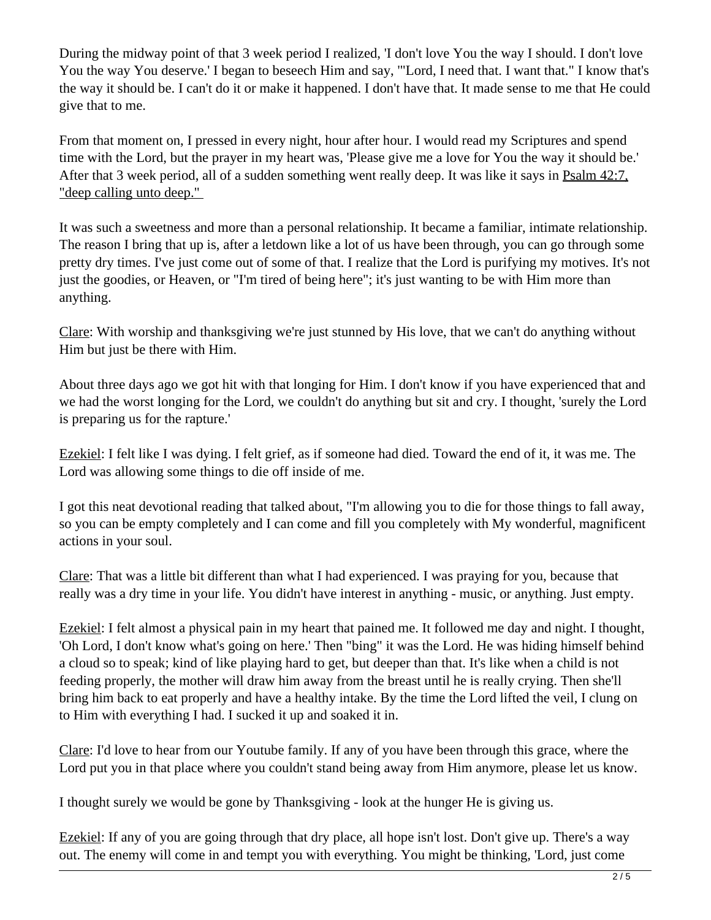During the midway point of that 3 week period I realized, 'I don't love You the way I should. I don't love You the way You deserve.' I began to beseech Him and say, '"Lord, I need that. I want that." I know that's the way it should be. I can't do it or make it happened. I don't have that. It made sense to me that He could give that to me.

From that moment on, I pressed in every night, hour after hour. I would read my Scriptures and spend time with the Lord, but the prayer in my heart was, 'Please give me a love for You the way it should be.' After that 3 week period, all of a sudden something went really deep. It was like it says in Psalm 42:7, "deep calling unto deep."

It was such a sweetness and more than a personal relationship. It became a familiar, intimate relationship. The reason I bring that up is, after a letdown like a lot of us have been through, you can go through some pretty dry times. I've just come out of some of that. I realize that the Lord is purifying my motives. It's not just the goodies, or Heaven, or "I'm tired of being here"; it's just wanting to be with Him more than anything.

Clare: With worship and thanksgiving we're just stunned by His love, that we can't do anything without Him but just be there with Him.

About three days ago we got hit with that longing for Him. I don't know if you have experienced that and we had the worst longing for the Lord, we couldn't do anything but sit and cry. I thought, 'surely the Lord is preparing us for the rapture.'

Ezekiel: I felt like I was dying. I felt grief, as if someone had died. Toward the end of it, it was me. The Lord was allowing some things to die off inside of me.

I got this neat devotional reading that talked about, "I'm allowing you to die for those things to fall away, so you can be empty completely and I can come and fill you completely with My wonderful, magnificent actions in your soul.

Clare: That was a little bit different than what I had experienced. I was praying for you, because that really was a dry time in your life. You didn't have interest in anything - music, or anything. Just empty.

Ezekiel: I felt almost a physical pain in my heart that pained me. It followed me day and night. I thought, 'Oh Lord, I don't know what's going on here.' Then "bing" it was the Lord. He was hiding himself behind a cloud so to speak; kind of like playing hard to get, but deeper than that. It's like when a child is not feeding properly, the mother will draw him away from the breast until he is really crying. Then she'll bring him back to eat properly and have a healthy intake. By the time the Lord lifted the veil, I clung on to Him with everything I had. I sucked it up and soaked it in.

Clare: I'd love to hear from our Youtube family. If any of you have been through this grace, where the Lord put you in that place where you couldn't stand being away from Him anymore, please let us know.

I thought surely we would be gone by Thanksgiving - look at the hunger He is giving us.

Ezekiel: If any of you are going through that dry place, all hope isn't lost. Don't give up. There's a way out. The enemy will come in and tempt you with everything. You might be thinking, 'Lord, just come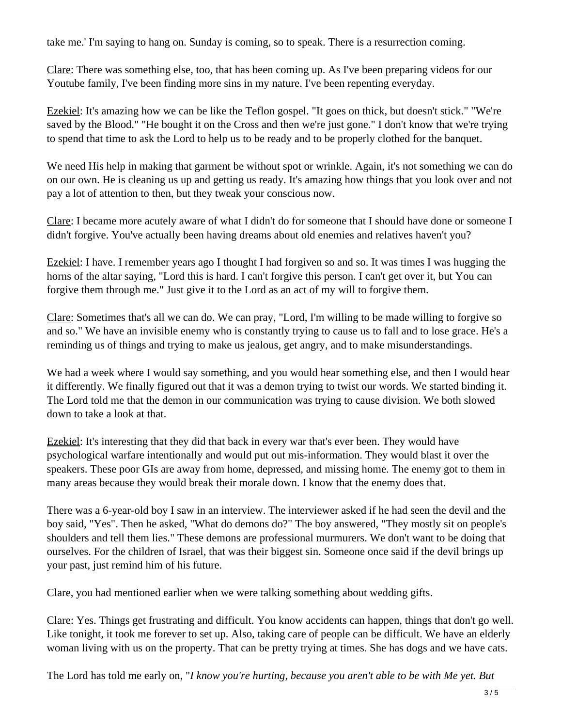take me.' I'm saying to hang on. Sunday is coming, so to speak. There is a resurrection coming.

Clare: There was something else, too, that has been coming up. As I've been preparing videos for our Youtube family, I've been finding more sins in my nature. I've been repenting everyday.

Ezekiel: It's amazing how we can be like the Teflon gospel. "It goes on thick, but doesn't stick." "We're saved by the Blood." "He bought it on the Cross and then we're just gone." I don't know that we're trying to spend that time to ask the Lord to help us to be ready and to be properly clothed for the banquet.

We need His help in making that garment be without spot or wrinkle. Again, it's not something we can do on our own. He is cleaning us up and getting us ready. It's amazing how things that you look over and not pay a lot of attention to then, but they tweak your conscious now.

Clare: I became more acutely aware of what I didn't do for someone that I should have done or someone I didn't forgive. You've actually been having dreams about old enemies and relatives haven't you?

Ezekiel: I have. I remember years ago I thought I had forgiven so and so. It was times I was hugging the horns of the altar saying, "Lord this is hard. I can't forgive this person. I can't get over it, but You can forgive them through me." Just give it to the Lord as an act of my will to forgive them.

Clare: Sometimes that's all we can do. We can pray, "Lord, I'm willing to be made willing to forgive so and so." We have an invisible enemy who is constantly trying to cause us to fall and to lose grace. He's a reminding us of things and trying to make us jealous, get angry, and to make misunderstandings.

We had a week where I would say something, and you would hear something else, and then I would hear it differently. We finally figured out that it was a demon trying to twist our words. We started binding it. The Lord told me that the demon in our communication was trying to cause division. We both slowed down to take a look at that.

Ezekiel: It's interesting that they did that back in every war that's ever been. They would have psychological warfare intentionally and would put out mis-information. They would blast it over the speakers. These poor GIs are away from home, depressed, and missing home. The enemy got to them in many areas because they would break their morale down. I know that the enemy does that.

There was a 6-year-old boy I saw in an interview. The interviewer asked if he had seen the devil and the boy said, "Yes". Then he asked, "What do demons do?" The boy answered, "They mostly sit on people's shoulders and tell them lies." These demons are professional murmurers. We don't want to be doing that ourselves. For the children of Israel, that was their biggest sin. Someone once said if the devil brings up your past, just remind him of his future.

Clare, you had mentioned earlier when we were talking something about wedding gifts.

Clare: Yes. Things get frustrating and difficult. You know accidents can happen, things that don't go well. Like tonight, it took me forever to set up. Also, taking care of people can be difficult. We have an elderly woman living with us on the property. That can be pretty trying at times. She has dogs and we have cats.

The Lord has told me early on, "*I know you're hurting, because you aren't able to be with Me yet. But*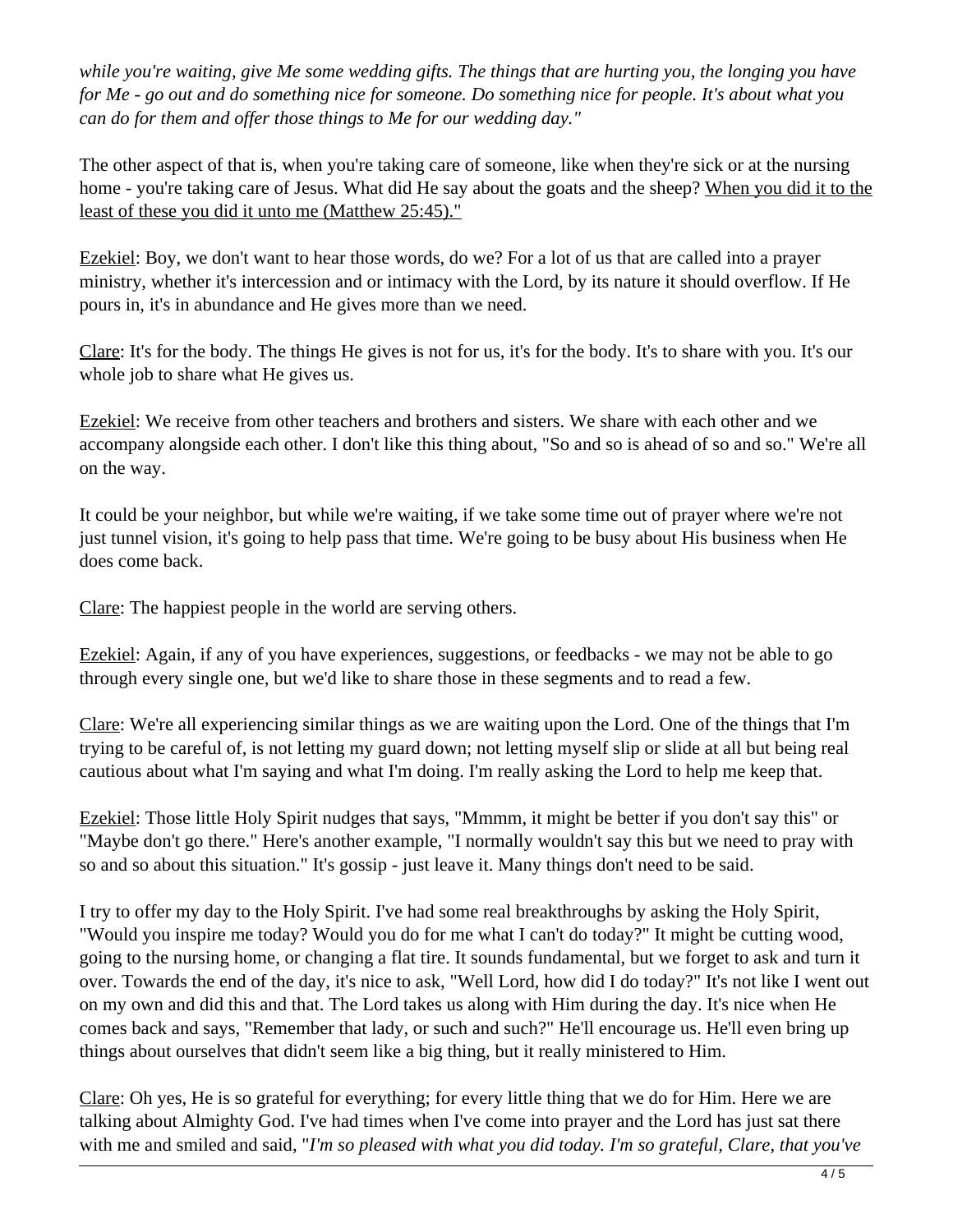*while you're waiting, give Me some wedding gifts. The things that are hurting you, the longing you have for Me - go out and do something nice for someone. Do something nice for people. It's about what you can do for them and offer those things to Me for our wedding day."*

The other aspect of that is, when you're taking care of someone, like when they're sick or at the nursing home - you're taking care of Jesus. What did He say about the goats and the sheep? When you did it to the least of these you did it unto me (Matthew 25:45)."

Ezekiel: Boy, we don't want to hear those words, do we? For a lot of us that are called into a prayer ministry, whether it's intercession and or intimacy with the Lord, by its nature it should overflow. If He pours in, it's in abundance and He gives more than we need.

Clare: It's for the body. The things He gives is not for us, it's for the body. It's to share with you. It's our whole job to share what He gives us.

Ezekiel: We receive from other teachers and brothers and sisters. We share with each other and we accompany alongside each other. I don't like this thing about, "So and so is ahead of so and so." We're all on the way.

It could be your neighbor, but while we're waiting, if we take some time out of prayer where we're not just tunnel vision, it's going to help pass that time. We're going to be busy about His business when He does come back.

Clare: The happiest people in the world are serving others.

Ezekiel: Again, if any of you have experiences, suggestions, or feedbacks - we may not be able to go through every single one, but we'd like to share those in these segments and to read a few.

Clare: We're all experiencing similar things as we are waiting upon the Lord. One of the things that I'm trying to be careful of, is not letting my guard down; not letting myself slip or slide at all but being real cautious about what I'm saying and what I'm doing. I'm really asking the Lord to help me keep that.

Ezekiel: Those little Holy Spirit nudges that says, "Mmmm, it might be better if you don't say this" or "Maybe don't go there." Here's another example, "I normally wouldn't say this but we need to pray with so and so about this situation." It's gossip - just leave it. Many things don't need to be said.

I try to offer my day to the Holy Spirit. I've had some real breakthroughs by asking the Holy Spirit, "Would you inspire me today? Would you do for me what I can't do today?" It might be cutting wood, going to the nursing home, or changing a flat tire. It sounds fundamental, but we forget to ask and turn it over. Towards the end of the day, it's nice to ask, "Well Lord, how did I do today?" It's not like I went out on my own and did this and that. The Lord takes us along with Him during the day. It's nice when He comes back and says, "Remember that lady, or such and such?" He'll encourage us. He'll even bring up things about ourselves that didn't seem like a big thing, but it really ministered to Him.

Clare: Oh yes, He is so grateful for everything; for every little thing that we do for Him. Here we are talking about Almighty God. I've had times when I've come into prayer and the Lord has just sat there with me and smiled and said, "*I'm so pleased with what you did today. I'm so grateful, Clare, that you've*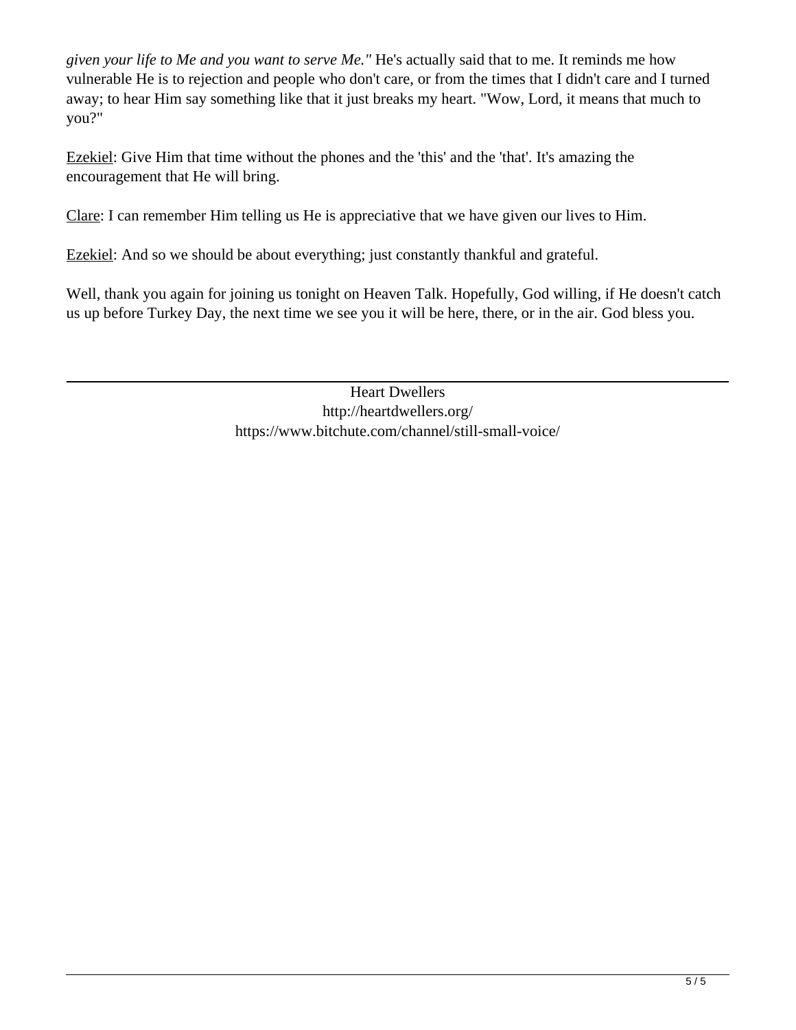*given your life to Me and you want to serve Me."* He's actually said that to me. It reminds me how vulnerable He is to rejection and people who don't care, or from the times that I didn't care and I turned away; to hear Him say something like that it just breaks my heart. "Wow, Lord, it means that much to you?"

Ezekiel: Give Him that time without the phones and the 'this' and the 'that'. It's amazing the encouragement that He will bring.

Clare: I can remember Him telling us He is appreciative that we have given our lives to Him.

Ezekiel: And so we should be about everything; just constantly thankful and grateful.

Well, thank you again for joining us tonight on Heaven Talk. Hopefully, God willing, if He doesn't catch us up before Turkey Day, the next time we see you it will be here, there, or in the air. God bless you.

---

Heart Dwellers
http://heartdwellers.org/
https://www.bitchute.com/channel/still-small-voice/